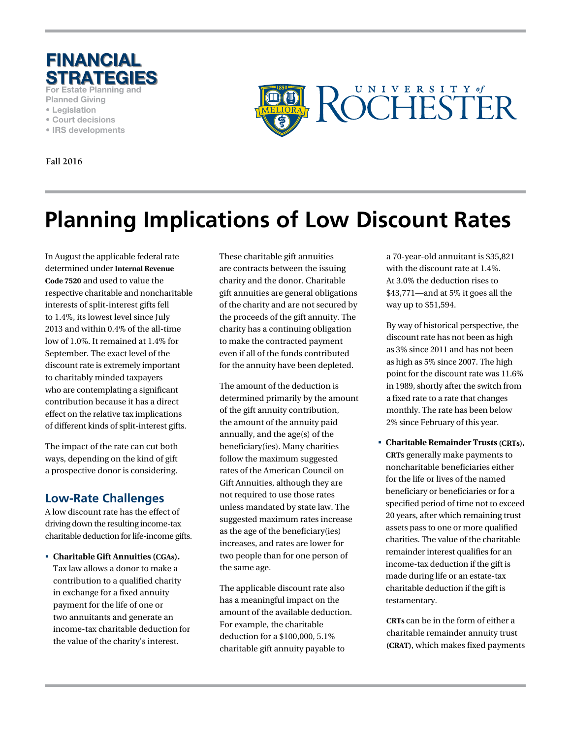# FINANCIAL STRATEGIES

For Estate Planning and Planned Giving

- Legislation
- Court decisions
- IRS developments

UNIVERSITY of ROCHESTER

Fall 2016

# Planning Implications of Low Discount Rates

In August the applicable federal rate determined under **Internal Revenue Code 7520** and used to value the respective charitable and noncharitable interests of split-interest gifts fell to 1.4%, its lowest level since July 2013 and within 0.4% of the all-time low of 1.0%. It remained at 1.4% for September. The exact level of the discount rate is extremely important to charitably minded taxpayers who are contemplating a significant contribution because it has a direct effect on the relative tax implications of different kinds of split-interest gifts.

The impact of the rate can cut both ways, depending on the kind of gift a prospective donor is considering.

## Low-Rate Challenges

A low discount rate has the effect of driving down the resulting income-tax charitable deduction for life-income gifts.

- **Charitable Gift Annuities (CGAs).** Tax law allows a donor to make a contribution to a qualified charity in exchange for a fixed annuity payment for the life of one or two annuitants and generate an income-tax charitable deduction for the value of the charity's interest.

  These charitable gift annuities are contracts between the issuing charity and the donor. Charitable gift annuities are general obligations of the charity and are not secured by the proceeds of the gift annuity. The charity has a continuing obligation to make the contracted payment even if all of the funds contributed for the annuity have been depleted.

  The amount of the deduction is determined primarily by the amount of the gift annuity contribution, the amount of the annuity paid annually, and the age(s) of the beneficiary(ies). Many charities follow the maximum suggested rates of the American Council on Gift Annuities, although they are not required to use those rates unless mandated by state law. The suggested maximum rates increase as the age of the beneficiary(ies) increases, and rates are lower for two people than for one person of the same age.

  The applicable discount rate also has a meaningful impact on the amount of the available deduction. For example, the charitable deduction for a $100,000, 5.1% charitable gift annuity payable to a 70-year-old annuitant is $35,821 with the discount rate at 1.4%. At 3.0% the deduction rises to $43,771—and at 5% it goes all the way up to $51,594.

  By way of historical perspective, the discount rate has not been as high as 3% since 2011 and has not been as high as 5% since 2007. The high point for the discount rate was 11.6% in 1989, shortly after the switch from a fixed rate to a rate that changes monthly. The rate has been below 2% since February of this year.

- **Charitable Remainder Trusts (CRTs). CRT**s generally make payments to noncharitable beneficiaries either for the life or lives of the named beneficiary or beneficiaries or for a specified period of time not to exceed 20 years, after which remaining trust assets pass to one or more qualified charities. The value of the charitable remainder interest qualifies for an income-tax deduction if the gift is made during life or an estate-tax charitable deduction if the gift is testamentary.

  **CRTs** can be in the form of either a charitable remainder annuity trust **(CRAT)**, which makes fixed payments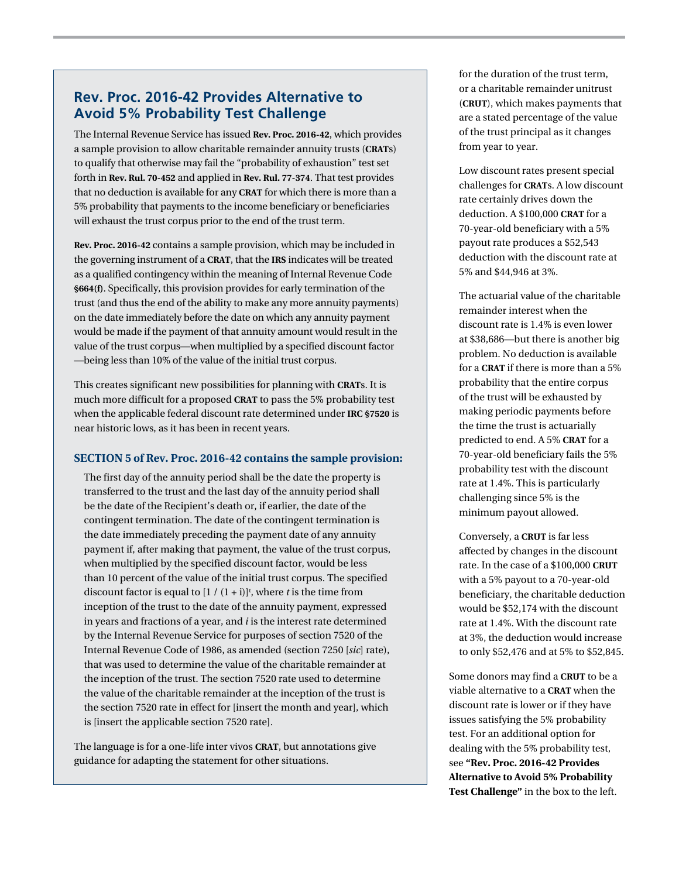## Rev. Proc. 2016-42 Provides Alternative to Avoid 5% Probability Test Challenge

The Internal Revenue Service has issued **Rev. Proc. 2016-42**, which provides a sample provision to allow charitable remainder annuity trusts (**CRAT**s) to qualify that otherwise may fail the "probability of exhaustion" test set forth in **Rev. Rul. 70-452** and applied in **Rev. Rul. 77-374**. That test provides that no deduction is available for any **CRAT** for which there is more than a 5% probability that payments to the income beneficiary or beneficiaries will exhaust the trust corpus prior to the end of the trust term.

**Rev. Proc. 2016-42** contains a sample provision, which may be included in the governing instrument of a **CRAT**, that the **IRS** indicates will be treated as a qualified contingency within the meaning of Internal Revenue Code **§664(f)**. Specifically, this provision provides for early termination of the trust (and thus the end of the ability to make any more annuity payments) on the date immediately before the date on which any annuity payment would be made if the payment of that annuity amount would result in the value of the trust corpus—when multiplied by a specified discount factor—being less than 10% of the value of the initial trust corpus.

This creates significant new possibilities for planning with **CRAT**s. It is much more difficult for a proposed **CRAT** to pass the 5% probability test when the applicable federal discount rate determined under **IRC §7520** is near historic lows, as it has been in recent years.

### SECTION 5 of Rev. Proc. 2016-42 contains the sample provision:

> The first day of the annuity period shall be the date the property is transferred to the trust and the last day of the annuity period shall be the date of the Recipient's death or, if earlier, the date of the contingent termination. The date of the contingent termination is the date immediately preceding the payment date of any annuity payment if, after making that payment, the value of the trust corpus, when multiplied by the specified discount factor, would be less than 10 percent of the value of the initial trust corpus. The specified discount factor is equal to $[1 / (1 + i)]^t$, where *t* is the time from inception of the trust to the date of the annuity payment, expressed in years and fractions of a year, and *i* is the interest rate determined by the Internal Revenue Service for purposes of section 7520 of the Internal Revenue Code of 1986, as amended (section 7250 [*sic*] rate), that was used to determine the value of the charitable remainder at the inception of the trust. The section 7520 rate used to determine the value of the charitable remainder at the inception of the trust is the section 7520 rate in effect for [insert the month and year], which is [insert the applicable section 7520 rate].

The language is for a one-life inter vivos **CRAT**, but annotations give guidance for adapting the statement for other situations.

for the duration of the trust term, or a charitable remainder unitrust (**CRUT**), which makes payments that are a stated percentage of the value of the trust principal as it changes from year to year.

Low discount rates present special challenges for **CRAT**s. A low discount rate certainly drives down the deduction. A $100,000 **CRAT** for a 70-year-old beneficiary with a 5% payout rate produces a $52,543 deduction with the discount rate at 5% and $44,946 at 3%.

The actuarial value of the charitable remainder interest when the discount rate is 1.4% is even lower at $38,686—but there is another big problem. No deduction is available for a **CRAT** if there is more than a 5% probability that the entire corpus of the trust will be exhausted by making periodic payments before the time the trust is actuarially predicted to end. A 5% **CRAT** for a 70-year-old beneficiary fails the 5% probability test with the discount rate at 1.4%. This is particularly challenging since 5% is the minimum payout allowed.

Conversely, a **CRUT** is far less affected by changes in the discount rate. In the case of a $100,000 **CRUT** with a 5% payout to a 70-year-old beneficiary, the charitable deduction would be $52,174 with the discount rate at 1.4%. With the discount rate at 3%, the deduction would increase to only $52,476 and at 5% to $52,845.

Some donors may find a **CRUT** to be a viable alternative to a **CRAT** when the discount rate is lower or if they have issues satisfying the 5% probability test. For an additional option for dealing with the 5% probability test, see **"Rev. Proc. 2016-42 Provides Alternative to Avoid 5% Probability Test Challenge"** in the box to the left.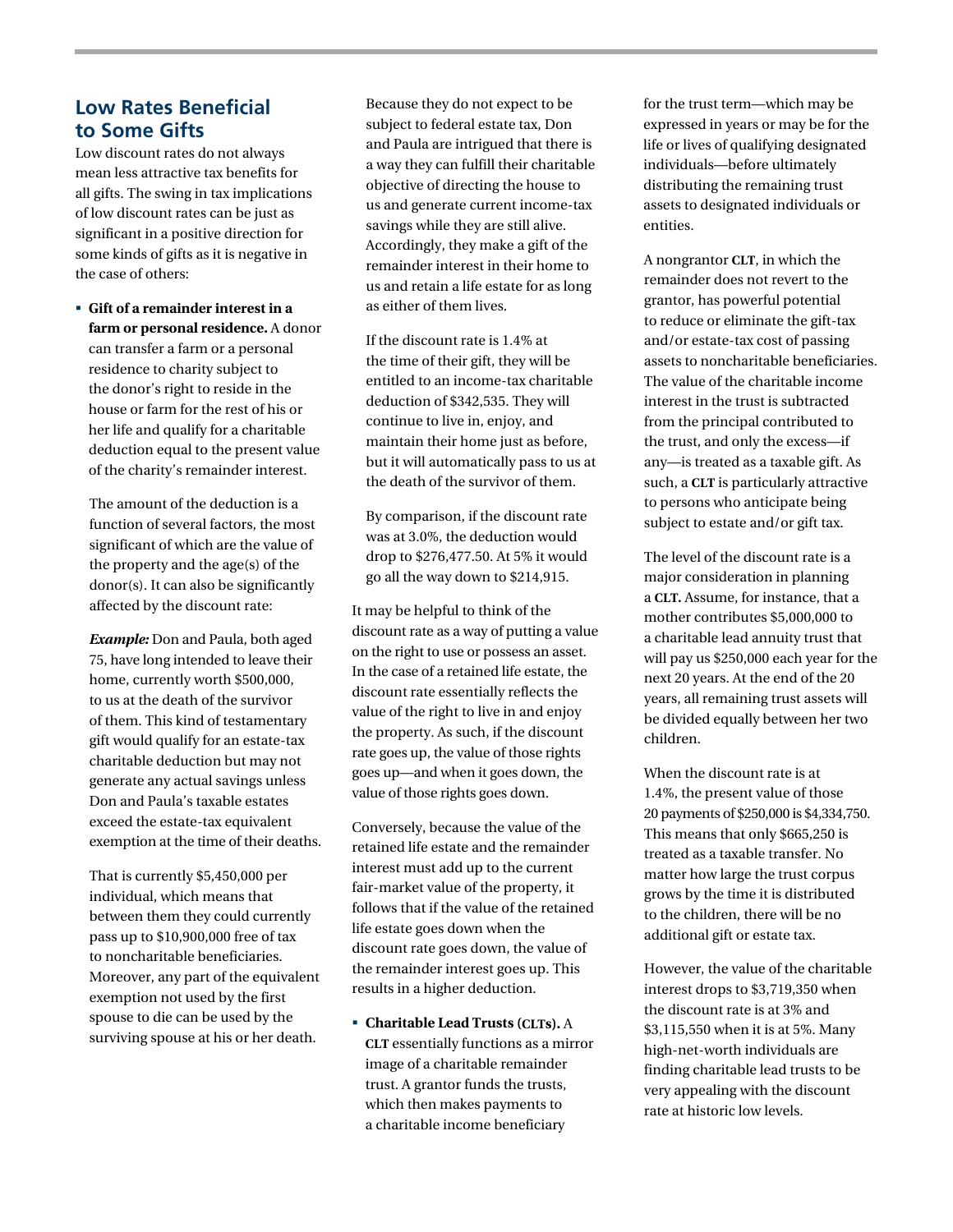## Low Rates Beneficial to Some Gifts

Low discount rates do not always mean less attractive tax benefits for all gifts. The swing in tax implications of low discount rates can be just as significant in a positive direction for some kinds of gifts as it is negative in the case of others:

- **Gift of a remainder interest in a farm or personal residence.** A donor can transfer a farm or a personal residence to charity subject to the donor's right to reside in the house or farm for the rest of his or her life and qualify for a charitable deduction equal to the present value of the charity's remainder interest.

  The amount of the deduction is a function of several factors, the most significant of which are the value of the property and the age(s) of the donor(s). It can also be significantly affected by the discount rate:

  ***Example:*** Don and Paula, both aged 75, have long intended to leave their home, currently worth $500,000, to us at the death of the survivor of them. This kind of testamentary gift would qualify for an estate-tax charitable deduction but may not generate any actual savings unless Don and Paula's taxable estates exceed the estate-tax equivalent exemption at the time of their deaths.

  That is currently $5,450,000 per individual, which means that between them they could currently pass up to $10,900,000 free of tax to noncharitable beneficiaries. Moreover, any part of the equivalent exemption not used by the first spouse to die can be used by the surviving spouse at his or her death.

  Because they do not expect to be subject to federal estate tax, Don and Paula are intrigued that there is a way they can fulfill their charitable objective of directing the house to us and generate current income-tax savings while they are still alive. Accordingly, they make a gift of the remainder interest in their home to us and retain a life estate for as long as either of them lives.

  If the discount rate is 1.4% at the time of their gift, they will be entitled to an income-tax charitable deduction of $342,535. They will continue to live in, enjoy, and maintain their home just as before, but it will automatically pass to us at the death of the survivor of them.

  By comparison, if the discount rate was at 3.0%, the deduction would drop to $276,477.50. At 5% it would go all the way down to $214,915.

It may be helpful to think of the discount rate as a way of putting a value on the right to use or possess an asset. In the case of a retained life estate, the discount rate essentially reflects the value of the right to live in and enjoy the property. As such, if the discount rate goes up, the value of those rights goes up—and when it goes down, the value of those rights goes down.

Conversely, because the value of the retained life estate and the remainder interest must add up to the current fair-market value of the property, it follows that if the value of the retained life estate goes down when the discount rate goes down, the value of the remainder interest goes up. This results in a higher deduction.

- **Charitable Lead Trusts (CLTs).** A CLT essentially functions as a mirror image of a charitable remainder trust. A grantor funds the trusts, which then makes payments to a charitable income beneficiary for the trust term—which may be expressed in years or may be for the life or lives of qualifying designated individuals—before ultimately distributing the remaining trust assets to designated individuals or entities.

  A nongrantor CLT, in which the remainder does not revert to the grantor, has powerful potential to reduce or eliminate the gift-tax and/or estate-tax cost of passing assets to noncharitable beneficiaries. The value of the charitable income interest in the trust is subtracted from the principal contributed to the trust, and only the excess—if any—is treated as a taxable gift. As such, a CLT is particularly attractive to persons who anticipate being subject to estate and/or gift tax.

  The level of the discount rate is a major consideration in planning a CLT. Assume, for instance, that a mother contributes $5,000,000 to a charitable lead annuity trust that will pay us $250,000 each year for the next 20 years. At the end of the 20 years, all remaining trust assets will be divided equally between her two children.

  When the discount rate is at 1.4%, the present value of those 20 payments of $250,000 is $4,334,750. This means that only $665,250 is treated as a taxable transfer. No matter how large the trust corpus grows by the time it is distributed to the children, there will be no additional gift or estate tax.

  However, the value of the charitable interest drops to $3,719,350 when the discount rate is at 3% and $3,115,550 when it is at 5%. Many high-net-worth individuals are finding charitable lead trusts to be very appealing with the discount rate at historic low levels.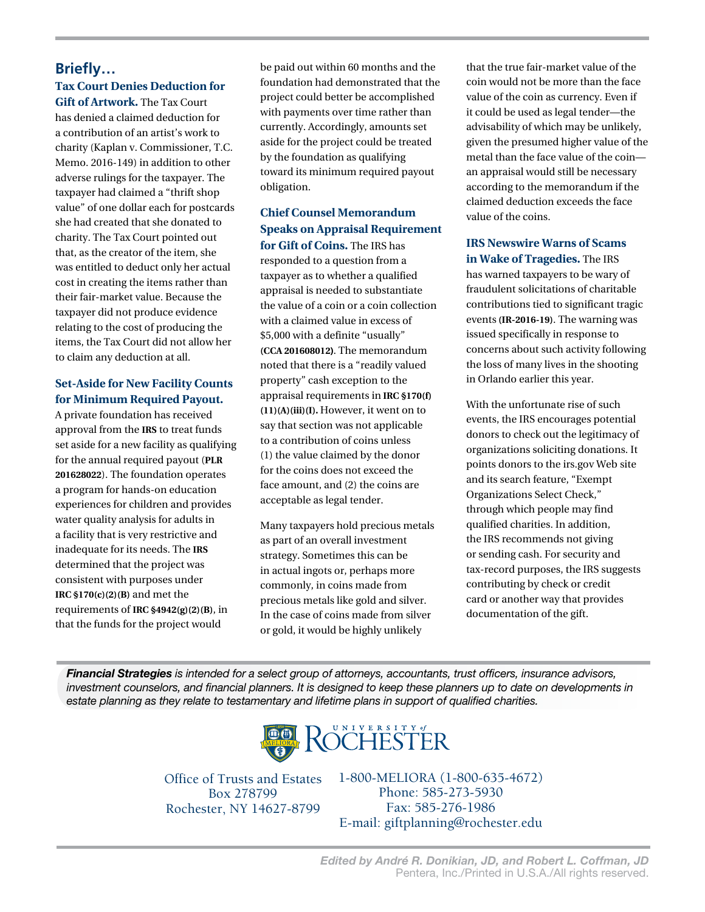## Briefly…

**Tax Court Denies Deduction for Gift of Artwork.** The Tax Court has denied a claimed deduction for a contribution of an artist's work to charity (Kaplan v. Commissioner, T.C. Memo. 2016-149) in addition to other adverse rulings for the taxpayer. The taxpayer had claimed a "thrift shop value" of one dollar each for postcards she had created that she donated to charity. The Tax Court pointed out that, as the creator of the item, she was entitled to deduct only her actual cost in creating the items rather than their fair-market value. Because the taxpayer did not produce evidence relating to the cost of producing the items, the Tax Court did not allow her to claim any deduction at all.

**Set-Aside for New Facility Counts for Minimum Required Payout.** A private foundation has received approval from the **IRS** to treat funds set aside for a new facility as qualifying for the annual required payout (**PLR 201628022**). The foundation operates a program for hands-on education experiences for children and provides water quality analysis for adults in a facility that is very restrictive and inadequate for its needs. The **IRS** determined that the project was consistent with purposes under **IRC §170(c)(2)(B)** and met the requirements of **IRC §4942(g)(2)(B)**, in that the funds for the project would be paid out within 60 months and the foundation had demonstrated that the project could better be accomplished with payments over time rather than currently. Accordingly, amounts set aside for the project could be treated by the foundation as qualifying toward its minimum required payout obligation.

**Chief Counsel Memorandum Speaks on Appraisal Requirement for Gift of Coins.** The IRS has responded to a question from a taxpayer as to whether a qualified appraisal is needed to substantiate the value of a coin or a coin collection with a claimed value in excess of $5,000 with a definite "usually" **(CCA 201608012)**. The memorandum noted that there is a "readily valued property" cash exception to the appraisal requirements in **IRC §170(f)(11)(A)(iii)(I).** However, it went on to say that section was not applicable to a contribution of coins unless (1) the value claimed by the donor for the coins does not exceed the face amount, and (2) the coins are acceptable as legal tender.

Many taxpayers hold precious metals as part of an overall investment strategy. Sometimes this can be in actual ingots or, perhaps more commonly, in coins made from precious metals like gold and silver. In the case of coins made from silver or gold, it would be highly unlikely that the true fair-market value of the coin would not be more than the face value of the coin as currency. Even if it could be used as legal tender—the advisability of which may be unlikely, given the presumed higher value of the metal than the face value of the coin—an appraisal would still be necessary according to the memorandum if the claimed deduction exceeds the face value of the coins.

**IRS Newswire Warns of Scams in Wake of Tragedies.** The IRS has warned taxpayers to be wary of fraudulent solicitations of charitable contributions tied to significant tragic events **(IR-2016-19)**. The warning was issued specifically in response to concerns about such activity following the loss of many lives in the shooting in Orlando earlier this year.

With the unfortunate rise of such events, the IRS encourages potential donors to check out the legitimacy of organizations soliciting donations. It points donors to the irs.gov Web site and its search feature, "Exempt Organizations Select Check," through which people may find qualified charities. In addition, the IRS recommends not giving or sending cash. For security and tax-record purposes, the IRS suggests contributing by check or credit card or another way that provides documentation of the gift.

***Financial Strategies** is intended for a select group of attorneys, accountants, trust officers, insurance advisors, investment counselors, and financial planners. It is designed to keep these planners up to date on developments in estate planning as they relate to testamentary and lifetime plans in support of qualified charities.*

UNIVERSITY of ROCHESTER

Office of Trusts and Estates
Box 278799
Rochester, NY 14627-8799

1-800-MELIORA (1-800-635-4672)
Phone: 585-273-5930
Fax: 585-276-1986
E-mail: giftplanning@rochester.edu

*Edited by André R. Donikian, JD, and Robert L. Coffman, JD*
Pentera, Inc./Printed in U.S.A./All rights reserved.